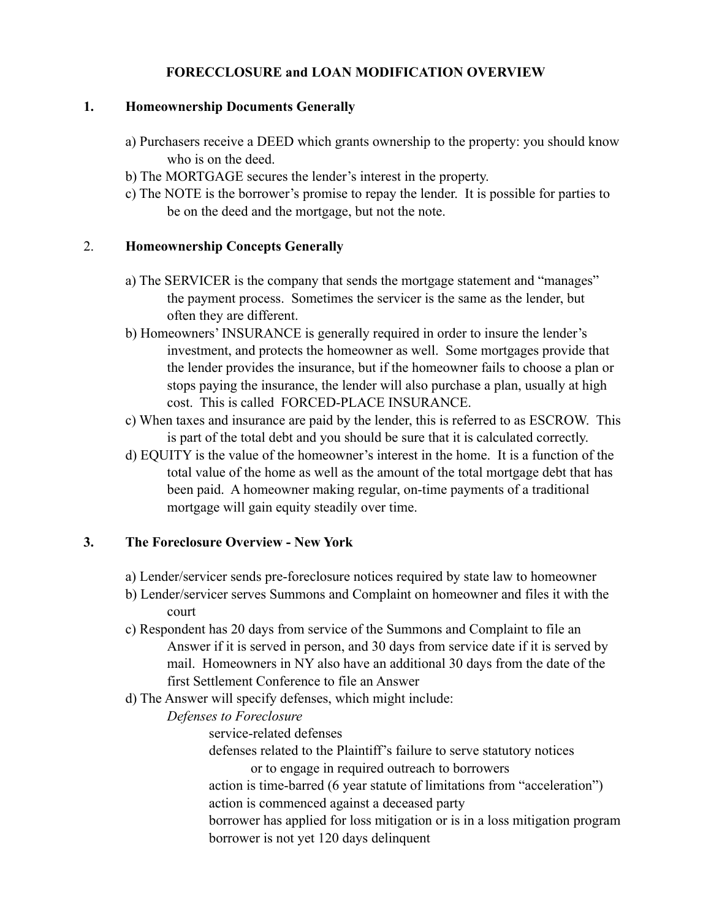# FORECCLOSURE and LOAN MODIFICATION OVERVIEW

## 1. Homeownership Documents Generally

a) Purchasers receive a DEED which grants ownership to the property: you should know who is on the deed.

b) The MORTGAGE secures the lender's interest in the property.

c) The NOTE is the borrower's promise to repay the lender. It is possible for parties to be on the deed and the mortgage, but not the note.

## 2. Homeownership Concepts Generally

a) The SERVICER is the company that sends the mortgage statement and "manages" the payment process. Sometimes the servicer is the same as the lender, but often they are different.

b) Homeowners' INSURANCE is generally required in order to insure the lender's investment, and protects the homeowner as well. Some mortgages provide that the lender provides the insurance, but if the homeowner fails to choose a plan or stops paying the insurance, the lender will also purchase a plan, usually at high cost. This is called FORCED-PLACE INSURANCE.

c) When taxes and insurance are paid by the lender, this is referred to as ESCROW. This is part of the total debt and you should be sure that it is calculated correctly.

d) EQUITY is the value of the homeowner's interest in the home. It is a function of the total value of the home as well as the amount of the total mortgage debt that has been paid. A homeowner making regular, on-time payments of a traditional mortgage will gain equity steadily over time.

## 3. The Foreclosure Overview - New York

a) Lender/servicer sends pre-foreclosure notices required by state law to homeowner

b) Lender/servicer serves Summons and Complaint on homeowner and files it with the court

c) Respondent has 20 days from service of the Summons and Complaint to file an Answer if it is served in person, and 30 days from service date if it is served by mail. Homeowners in NY also have an additional 30 days from the date of the first Settlement Conference to file an Answer

d) The Answer will specify defenses, which might include:

*Defenses to Foreclosure*

- service-related defenses
- defenses related to the Plaintiff's failure to serve statutory notices or to engage in required outreach to borrowers
- action is time-barred (6 year statute of limitations from "acceleration")
- action is commenced against a deceased party
- borrower has applied for loss mitigation or is in a loss mitigation program
- borrower is not yet 120 days delinquent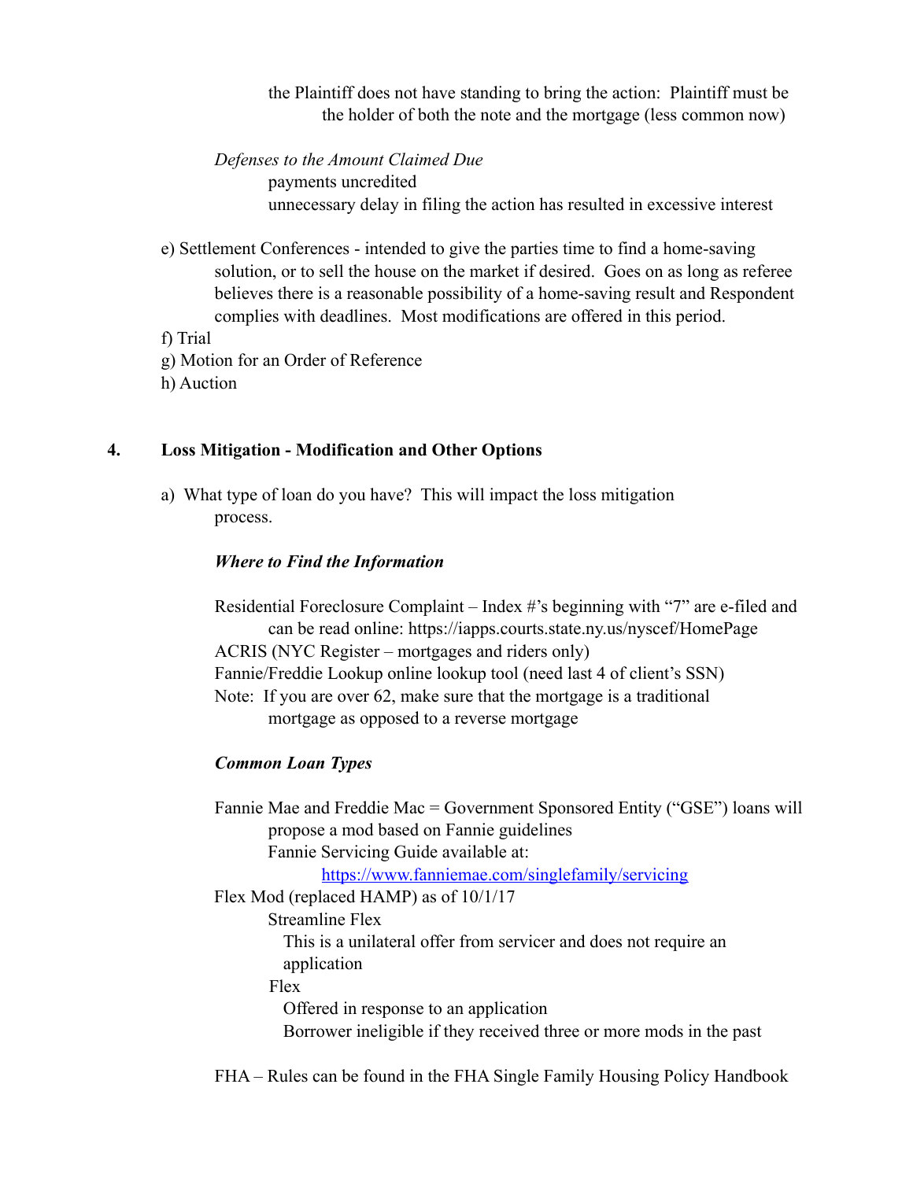the Plaintiff does not have standing to bring the action: Plaintiff must be the holder of both the note and the mortgage (less common now)

*Defenses to the Amount Claimed Due*

- payments uncredited
- unnecessary delay in filing the action has resulted in excessive interest

e) Settlement Conferences - intended to give the parties time to find a home-saving solution, or to sell the house on the market if desired. Goes on as long as referee believes there is a reasonable possibility of a home-saving result and Respondent complies with deadlines. Most modifications are offered in this period.

f) Trial

g) Motion for an Order of Reference

h) Auction

## 4. Loss Mitigation - Modification and Other Options

a) What type of loan do you have? This will impact the loss mitigation process.

***Where to Find the Information***

Residential Foreclosure Complaint – Index #'s beginning with "7" are e-filed and can be read online: https://iapps.courts.state.ny.us/nyscef/HomePage

ACRIS (NYC Register – mortgages and riders only)

Fannie/Freddie Lookup online lookup tool (need last 4 of client's SSN)

Note: If you are over 62, make sure that the mortgage is a traditional mortgage as opposed to a reverse mortgage

***Common Loan Types***

Fannie Mae and Freddie Mac = Government Sponsored Entity ("GSE") loans will propose a mod based on Fannie guidelines

- Fannie Servicing Guide available at:
  - https://www.fanniemae.com/singlefamily/servicing

Flex Mod (replaced HAMP) as of 10/1/17

- Streamline Flex
  - This is a unilateral offer from servicer and does not require an application
- Flex
  - Offered in response to an application
  - Borrower ineligible if they received three or more mods in the past

FHA – Rules can be found in the FHA Single Family Housing Policy Handbook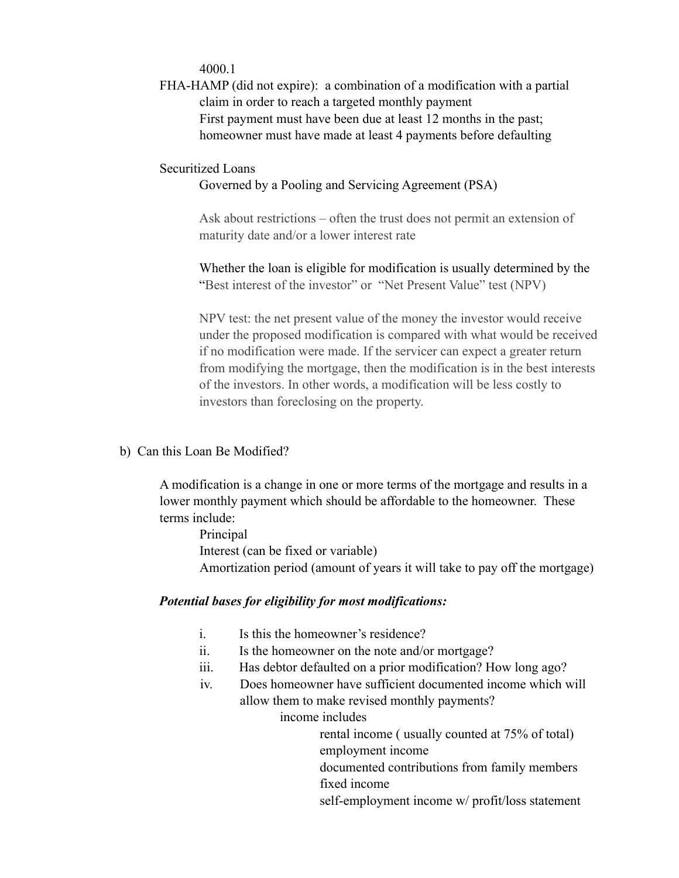4000.1

FHA-HAMP (did not expire): a combination of a modification with a partial claim in order to reach a targeted monthly payment

First payment must have been due at least 12 months in the past; homeowner must have made at least 4 payments before defaulting

Securitized Loans

Governed by a Pooling and Servicing Agreement (PSA)

Ask about restrictions – often the trust does not permit an extension of maturity date and/or a lower interest rate

Whether the loan is eligible for modification is usually determined by the "Best interest of the investor" or "Net Present Value" test (NPV)

NPV test: the net present value of the money the investor would receive under the proposed modification is compared with what would be received if no modification were made. If the servicer can expect a greater return from modifying the mortgage, then the modification is in the best interests of the investors. In other words, a modification will be less costly to investors than foreclosing on the property.

b) Can this Loan Be Modified?

A modification is a change in one or more terms of the mortgage and results in a lower monthly payment which should be affordable to the homeowner. These terms include:

- Principal
- Interest (can be fixed or variable)
- Amortization period (amount of years it will take to pay off the mortgage)

***Potential bases for eligibility for most modifications:***

i. Is this the homeowner's residence?

ii. Is the homeowner on the note and/or mortgage?

iii. Has debtor defaulted on a prior modification? How long ago?

iv. Does homeowner have sufficient documented income which will allow them to make revised monthly payments?

income includes

- rental income ( usually counted at 75% of total)
- employment income
- documented contributions from family members
- fixed income
- self-employment income w/ profit/loss statement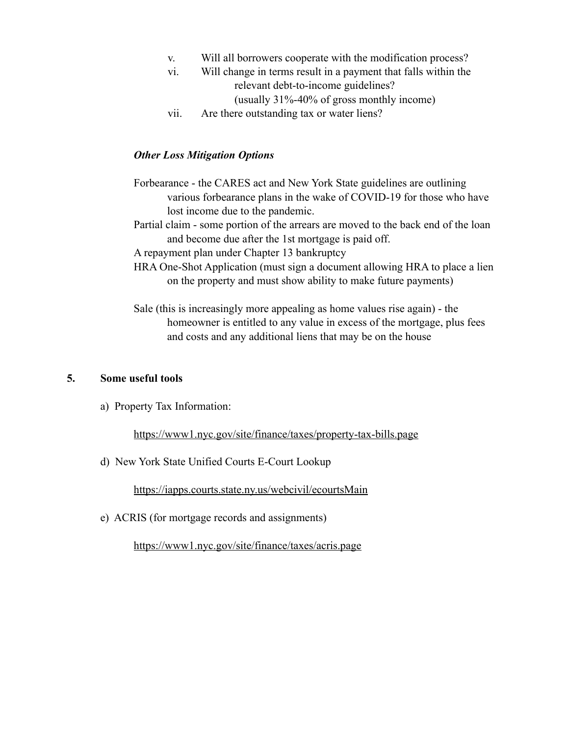v. Will all borrowers cooperate with the modification process?

vi. Will change in terms result in a payment that falls within the relevant debt-to-income guidelines? (usually 31%-40% of gross monthly income)

vii. Are there outstanding tax or water liens?

***Other Loss Mitigation Options***

Forbearance - the CARES act and New York State guidelines are outlining various forbearance plans in the wake of COVID-19 for those who have lost income due to the pandemic.

Partial claim - some portion of the arrears are moved to the back end of the loan and become due after the 1st mortgage is paid off.

A repayment plan under Chapter 13 bankruptcy

HRA One-Shot Application (must sign a document allowing HRA to place a lien on the property and must show ability to make future payments)

Sale (this is increasingly more appealing as home values rise again) - the homeowner is entitled to any value in excess of the mortgage, plus fees and costs and any additional liens that may be on the house

## 5. Some useful tools

a) Property Tax Information:

https://www1.nyc.gov/site/finance/taxes/property-tax-bills.page

d) New York State Unified Courts E-Court Lookup

https://iapps.courts.state.ny.us/webcivil/ecourtsMain

e) ACRIS (for mortgage records and assignments)

https://www1.nyc.gov/site/finance/taxes/acris.page